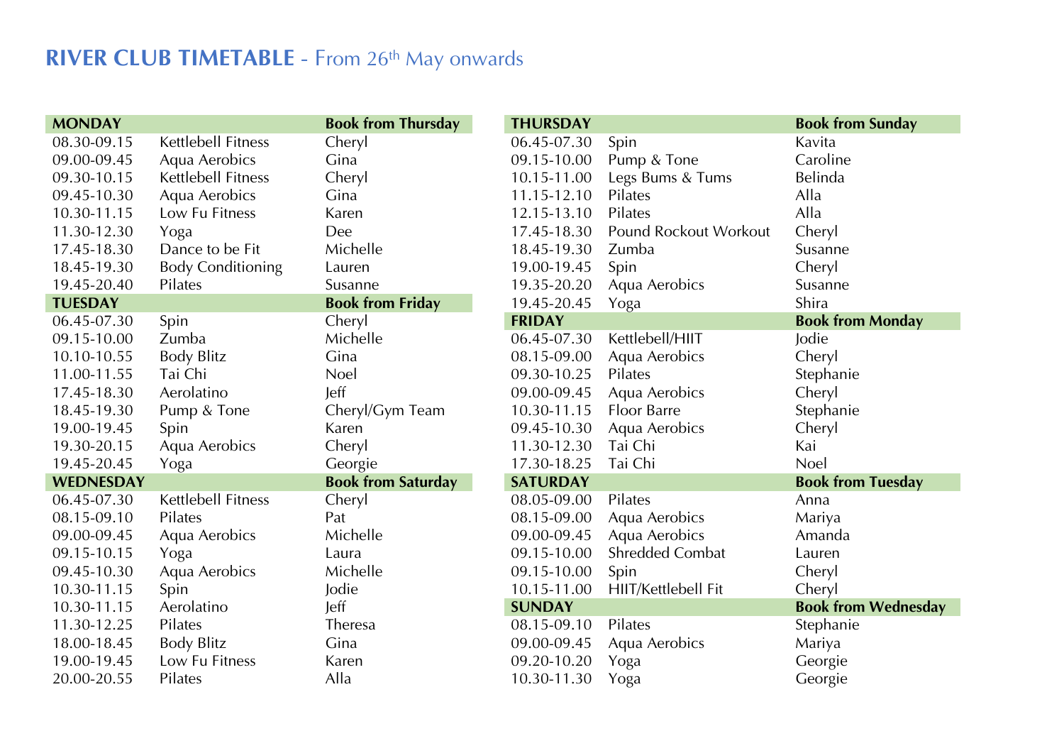# RIVER CLUB TIMETABLE - From 26th May onwards

| MONDAY | | Book from Thursday |
|---|---|---|
| 08.30-09.15 | Kettlebell Fitness | Cheryl |
| 09.00-09.45 | Aqua Aerobics | Gina |
| 09.30-10.15 | Kettlebell Fitness | Cheryl |
| 09.45-10.30 | Aqua Aerobics | Gina |
| 10.30-11.15 | Low Fu Fitness | Karen |
| 11.30-12.30 | Yoga | Dee |
| 17.45-18.30 | Dance to be Fit | Michelle |
| 18.45-19.30 | Body Conditioning | Lauren |
| 19.45-20.40 | Pilates | Susanne |
| **TUESDAY** | | **Book from Friday** |
| 06.45-07.30 | Spin | Cheryl |
| 09.15-10.00 | Zumba | Michelle |
| 10.10-10.55 | Body Blitz | Gina |
| 11.00-11.55 | Tai Chi | Noel |
| 17.45-18.30 | Aerolatino | Jeff |
| 18.45-19.30 | Pump & Tone | Cheryl/Gym Team |
| 19.00-19.45 | Spin | Karen |
| 19.30-20.15 | Aqua Aerobics | Cheryl |
| 19.45-20.45 | Yoga | Georgie |
| **WEDNESDAY** | | **Book from Saturday** |
| 06.45-07.30 | Kettlebell Fitness | Cheryl |
| 08.15-09.10 | Pilates | Pat |
| 09.00-09.45 | Aqua Aerobics | Michelle |
| 09.15-10.15 | Yoga | Laura |
| 09.45-10.30 | Aqua Aerobics | Michelle |
| 10.30-11.15 | Spin | Jodie |
| 10.30-11.15 | Aerolatino | Jeff |
| 11.30-12.25 | Pilates | Theresa |
| 18.00-18.45 | Body Blitz | Gina |
| 19.00-19.45 | Low Fu Fitness | Karen |
| 20.00-20.55 | Pilates | Alla |

| THURSDAY | | Book from Sunday |
|---|---|---|
| 06.45-07.30 | Spin | Kavita |
| 09.15-10.00 | Pump & Tone | Caroline |
| 10.15-11.00 | Legs Bums & Tums | Belinda |
| 11.15-12.10 | Pilates | Alla |
| 12.15-13.10 | Pilates | Alla |
| 17.45-18.30 | Pound Rockout Workout | Cheryl |
| 18.45-19.30 | Zumba | Susanne |
| 19.00-19.45 | Spin | Cheryl |
| 19.35-20.20 | Aqua Aerobics | Susanne |
| 19.45-20.45 | Yoga | Shira |
| **FRIDAY** | | **Book from Monday** |
| 06.45-07.30 | Kettlebell/HIIT | Jodie |
| 08.15-09.00 | Aqua Aerobics | Cheryl |
| 09.30-10.25 | Pilates | Stephanie |
| 09.00-09.45 | Aqua Aerobics | Cheryl |
| 10.30-11.15 | Floor Barre | Stephanie |
| 09.45-10.30 | Aqua Aerobics | Cheryl |
| 11.30-12.30 | Tai Chi | Kai |
| 17.30-18.25 | Tai Chi | Noel |
| **SATURDAY** | | **Book from Tuesday** |
| 08.05-09.00 | Pilates | Anna |
| 08.15-09.00 | Aqua Aerobics | Mariya |
| 09.00-09.45 | Aqua Aerobics | Amanda |
| 09.15-10.00 | Shredded Combat | Lauren |
| 09.15-10.00 | Spin | Cheryl |
| 10.15-11.00 | HIIT/Kettlebell Fit | Cheryl |
| **SUNDAY** | | **Book from Wednesday** |
| 08.15-09.10 | Pilates | Stephanie |
| 09.00-09.45 | Aqua Aerobics | Mariya |
| 09.20-10.20 | Yoga | Georgie |
| 10.30-11.30 | Yoga | Georgie |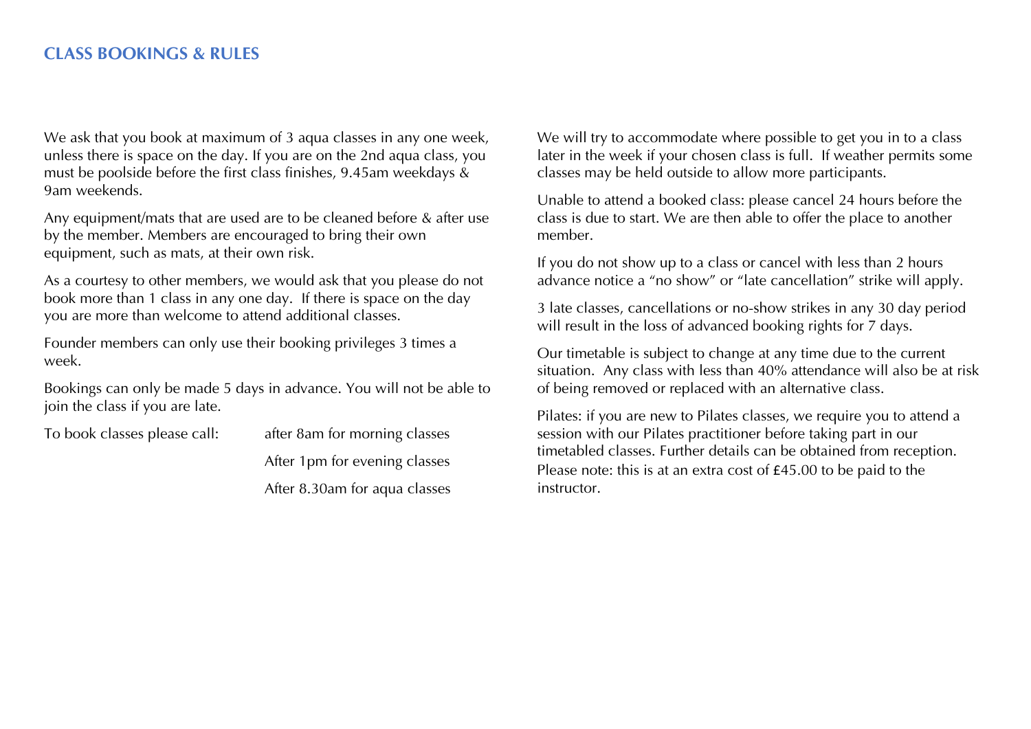## CLASS BOOKINGS & RULES

We ask that you book at maximum of 3 aqua classes in any one week, unless there is space on the day. If you are on the 2nd aqua class, you must be poolside before the first class finishes, 9.45am weekdays & 9am weekends.

Any equipment/mats that are used are to be cleaned before & after use by the member. Members are encouraged to bring their own equipment, such as mats, at their own risk.

As a courtesy to other members, we would ask that you please do not book more than 1 class in any one day. If there is space on the day you are more than welcome to attend additional classes.

Founder members can only use their booking privileges 3 times a week.

Bookings can only be made 5 days in advance. You will not be able to join the class if you are late.

To book classes please call:

- after 8am for morning classes
- After 1pm for evening classes
- After 8.30am for aqua classes

We will try to accommodate where possible to get you in to a class later in the week if your chosen class is full. If weather permits some classes may be held outside to allow more participants.

Unable to attend a booked class: please cancel 24 hours before the class is due to start. We are then able to offer the place to another member.

If you do not show up to a class or cancel with less than 2 hours advance notice a "no show" or "late cancellation" strike will apply.

3 late classes, cancellations or no-show strikes in any 30 day period will result in the loss of advanced booking rights for 7 days.

Our timetable is subject to change at any time due to the current situation. Any class with less than 40% attendance will also be at risk of being removed or replaced with an alternative class.

Pilates: if you are new to Pilates classes, we require you to attend a session with our Pilates practitioner before taking part in our timetabled classes. Further details can be obtained from reception. Please note: this is at an extra cost of £45.00 to be paid to the instructor.